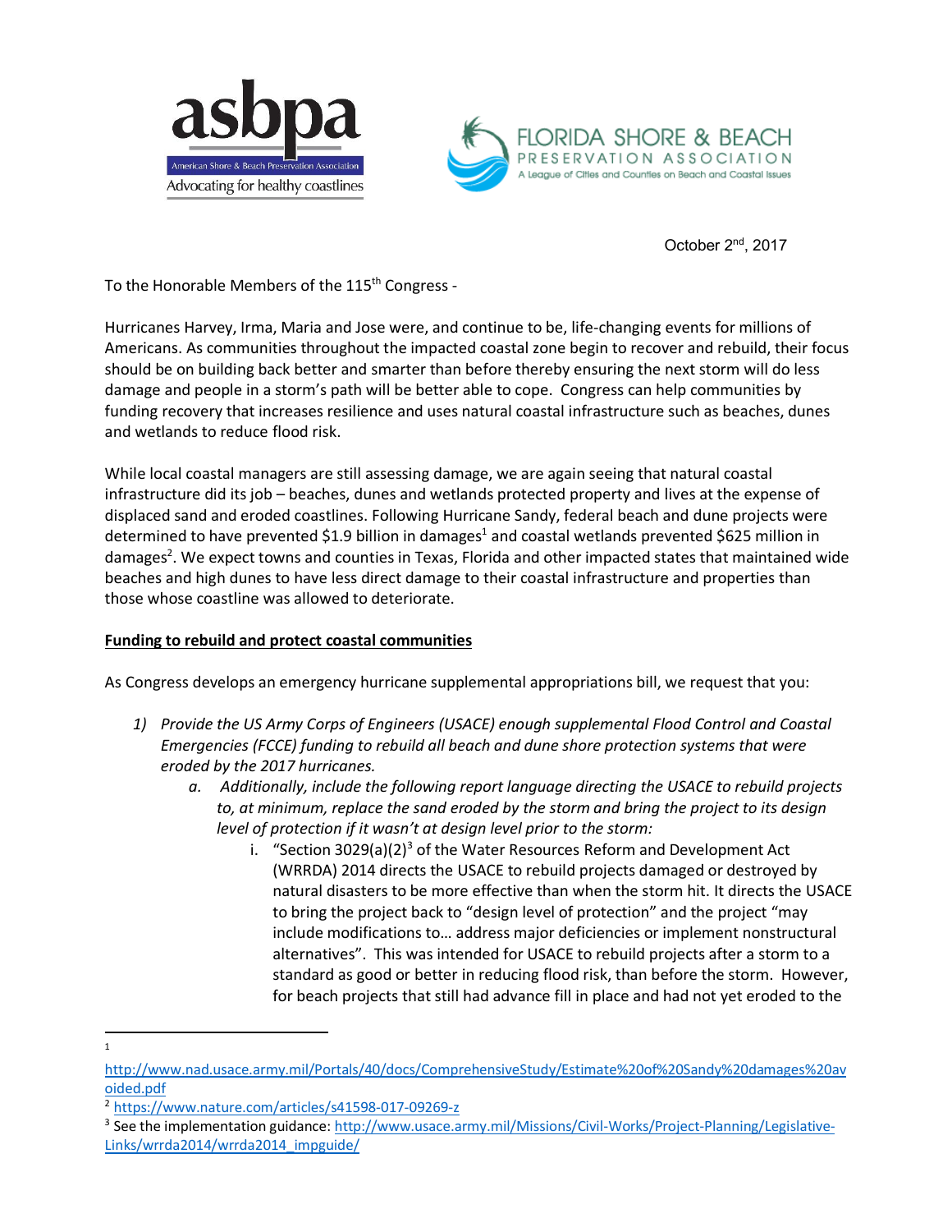asbpa

American Shore & Beach Preservation Association

Advocating for healthy coastlines

FLORIDA SHORE & BEACH PRESERVATION ASSOCIATION

A League of Cities and Counties on Beach and Coastal Issues

October 2nd, 2017

To the Honorable Members of the 115th Congress -

Hurricanes Harvey, Irma, Maria and Jose were, and continue to be, life-changing events for millions of Americans. As communities throughout the impacted coastal zone begin to recover and rebuild, their focus should be on building back better and smarter than before thereby ensuring the next storm will do less damage and people in a storm's path will be better able to cope. Congress can help communities by funding recovery that increases resilience and uses natural coastal infrastructure such as beaches, dunes and wetlands to reduce flood risk.

While local coastal managers are still assessing damage, we are again seeing that natural coastal infrastructure did its job – beaches, dunes and wetlands protected property and lives at the expense of displaced sand and eroded coastlines. Following Hurricane Sandy, federal beach and dune projects were determined to have prevented $1.9 billion in damages[1] and coastal wetlands prevented $625 million in damages[2]. We expect towns and counties in Texas, Florida and other impacted states that maintained wide beaches and high dunes to have less direct damage to their coastal infrastructure and properties than those whose coastline was allowed to deteriorate.

**Funding to rebuild and protect coastal communities**

As Congress develops an emergency hurricane supplemental appropriations bill, we request that you:

1) *Provide the US Army Corps of Engineers (USACE) enough supplemental Flood Control and Coastal Emergencies (FCCE) funding to rebuild all beach and dune shore protection systems that were eroded by the 2017 hurricanes.*
    a. *Additionally, include the following report language directing the USACE to rebuild projects to, at minimum, replace the sand eroded by the storm and bring the project to its design level of protection if it wasn't at design level prior to the storm:*
        i. "Section 3029(a)(2)[3] of the Water Resources Reform and Development Act (WRRDA) 2014 directs the USACE to rebuild projects damaged or destroyed by natural disasters to be more effective than when the storm hit. It directs the USACE to bring the project back to "design level of protection" and the project "may include modifications to… address major deficiencies or implement nonstructural alternatives". This was intended for USACE to rebuild projects after a storm to a standard as good or better in reducing flood risk, than before the storm. However, for beach projects that still had advance fill in place and had not yet eroded to the

---

[1] http://www.nad.usace.army.mil/Portals/40/docs/ComprehensiveStudy/Estimate%20of%20Sandy%20damages%20avoided.pdf

[2] https://www.nature.com/articles/s41598-017-09269-z

[3] See the implementation guidance: http://www.usace.army.mil/Missions/Civil-Works/Project-Planning/Legislative-Links/wrrda2014/wrrda2014_impguide/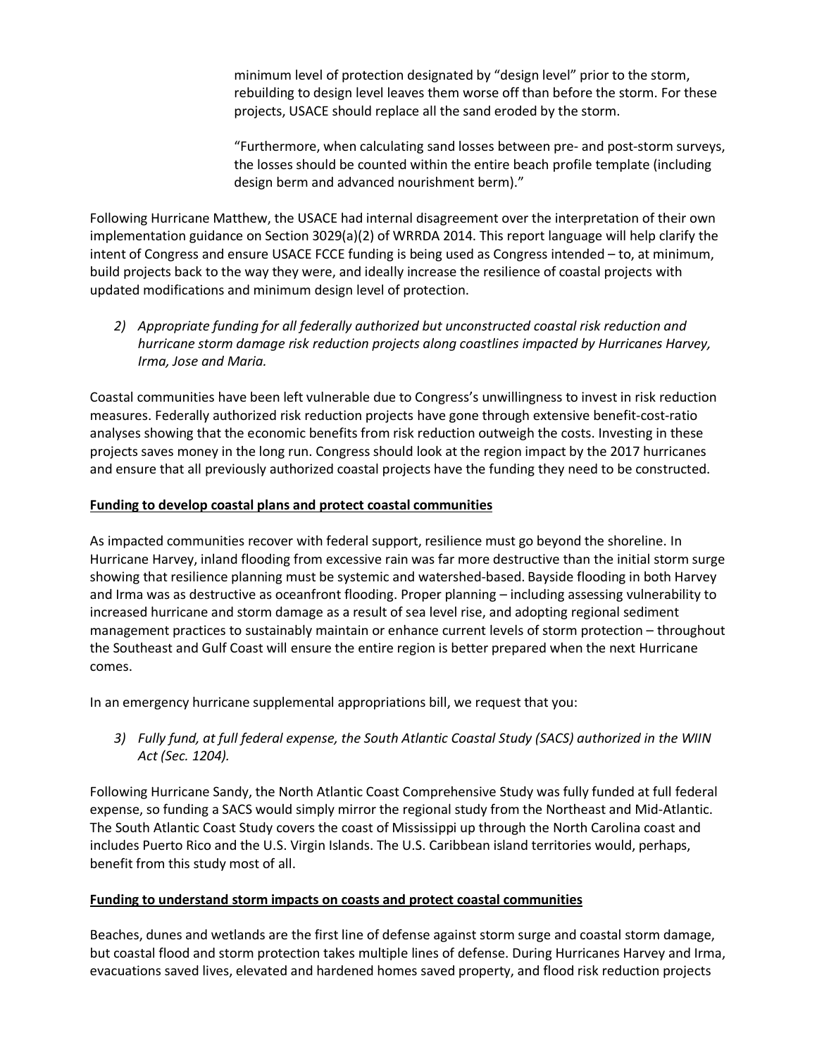minimum level of protection designated by "design level" prior to the storm, rebuilding to design level leaves them worse off than before the storm. For these projects, USACE should replace all the sand eroded by the storm.

"Furthermore, when calculating sand losses between pre- and post-storm surveys, the losses should be counted within the entire beach profile template (including design berm and advanced nourishment berm)."

Following Hurricane Matthew, the USACE had internal disagreement over the interpretation of their own implementation guidance on Section 3029(a)(2) of WRRDA 2014. This report language will help clarify the intent of Congress and ensure USACE FCCE funding is being used as Congress intended – to, at minimum, build projects back to the way they were, and ideally increase the resilience of coastal projects with updated modifications and minimum design level of protection.

2) *Appropriate funding for all federally authorized but unconstructed coastal risk reduction and hurricane storm damage risk reduction projects along coastlines impacted by Hurricanes Harvey, Irma, Jose and Maria.*

Coastal communities have been left vulnerable due to Congress's unwillingness to invest in risk reduction measures. Federally authorized risk reduction projects have gone through extensive benefit-cost-ratio analyses showing that the economic benefits from risk reduction outweigh the costs. Investing in these projects saves money in the long run. Congress should look at the region impact by the 2017 hurricanes and ensure that all previously authorized coastal projects have the funding they need to be constructed.

**Funding to develop coastal plans and protect coastal communities**

As impacted communities recover with federal support, resilience must go beyond the shoreline. In Hurricane Harvey, inland flooding from excessive rain was far more destructive than the initial storm surge showing that resilience planning must be systemic and watershed-based. Bayside flooding in both Harvey and Irma was as destructive as oceanfront flooding. Proper planning – including assessing vulnerability to increased hurricane and storm damage as a result of sea level rise, and adopting regional sediment management practices to sustainably maintain or enhance current levels of storm protection – throughout the Southeast and Gulf Coast will ensure the entire region is better prepared when the next Hurricane comes.

In an emergency hurricane supplemental appropriations bill, we request that you:

3) *Fully fund, at full federal expense, the South Atlantic Coastal Study (SACS) authorized in the WIIN Act (Sec. 1204).*

Following Hurricane Sandy, the North Atlantic Coast Comprehensive Study was fully funded at full federal expense, so funding a SACS would simply mirror the regional study from the Northeast and Mid-Atlantic. The South Atlantic Coast Study covers the coast of Mississippi up through the North Carolina coast and includes Puerto Rico and the U.S. Virgin Islands. The U.S. Caribbean island territories would, perhaps, benefit from this study most of all.

**Funding to understand storm impacts on coasts and protect coastal communities**

Beaches, dunes and wetlands are the first line of defense against storm surge and coastal storm damage, but coastal flood and storm protection takes multiple lines of defense. During Hurricanes Harvey and Irma, evacuations saved lives, elevated and hardened homes saved property, and flood risk reduction projects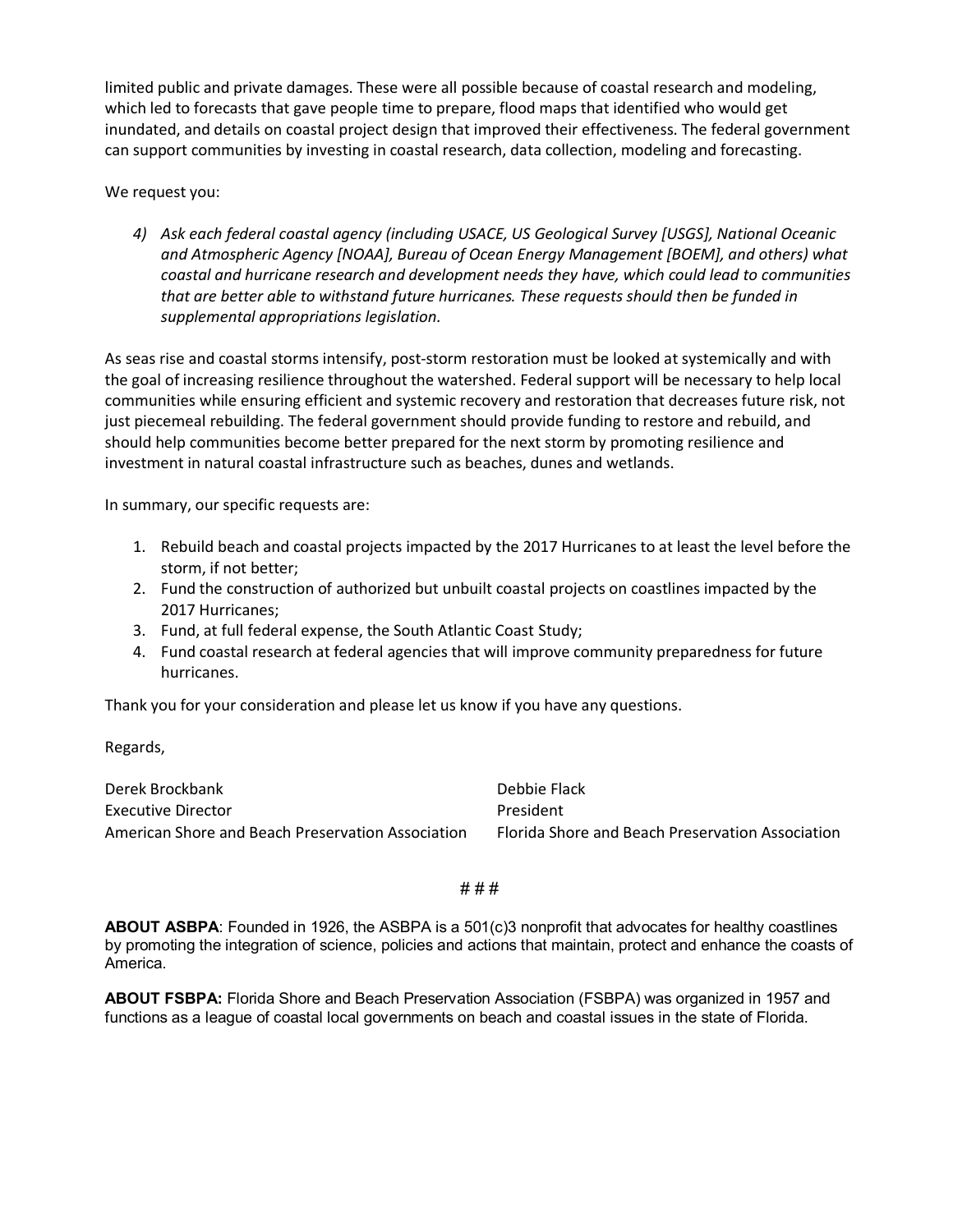limited public and private damages. These were all possible because of coastal research and modeling, which led to forecasts that gave people time to prepare, flood maps that identified who would get inundated, and details on coastal project design that improved their effectiveness. The federal government can support communities by investing in coastal research, data collection, modeling and forecasting.

We request you:

4) *Ask each federal coastal agency (including USACE, US Geological Survey [USGS], National Oceanic and Atmospheric Agency [NOAA], Bureau of Ocean Energy Management [BOEM], and others) what coastal and hurricane research and development needs they have, which could lead to communities that are better able to withstand future hurricanes. These requests should then be funded in supplemental appropriations legislation.*

As seas rise and coastal storms intensify, post-storm restoration must be looked at systemically and with the goal of increasing resilience throughout the watershed. Federal support will be necessary to help local communities while ensuring efficient and systemic recovery and restoration that decreases future risk, not just piecemeal rebuilding. The federal government should provide funding to restore and rebuild, and should help communities become better prepared for the next storm by promoting resilience and investment in natural coastal infrastructure such as beaches, dunes and wetlands.

In summary, our specific requests are:

1. Rebuild beach and coastal projects impacted by the 2017 Hurricanes to at least the level before the storm, if not better;
2. Fund the construction of authorized but unbuilt coastal projects on coastlines impacted by the 2017 Hurricanes;
3. Fund, at full federal expense, the South Atlantic Coast Study;
4. Fund coastal research at federal agencies that will improve community preparedness for future hurricanes.

Thank you for your consideration and please let us know if you have any questions.

Regards,

Derek Brockbank
Executive Director
American Shore and Beach Preservation Association

Debbie Flack
President
Florida Shore and Beach Preservation Association

# # #

**ABOUT ASBPA**: Founded in 1926, the ASBPA is a 501(c)3 nonprofit that advocates for healthy coastlines by promoting the integration of science, policies and actions that maintain, protect and enhance the coasts of America.

**ABOUT FSBPA:** Florida Shore and Beach Preservation Association (FSBPA) was organized in 1957 and functions as a league of coastal local governments on beach and coastal issues in the state of Florida.